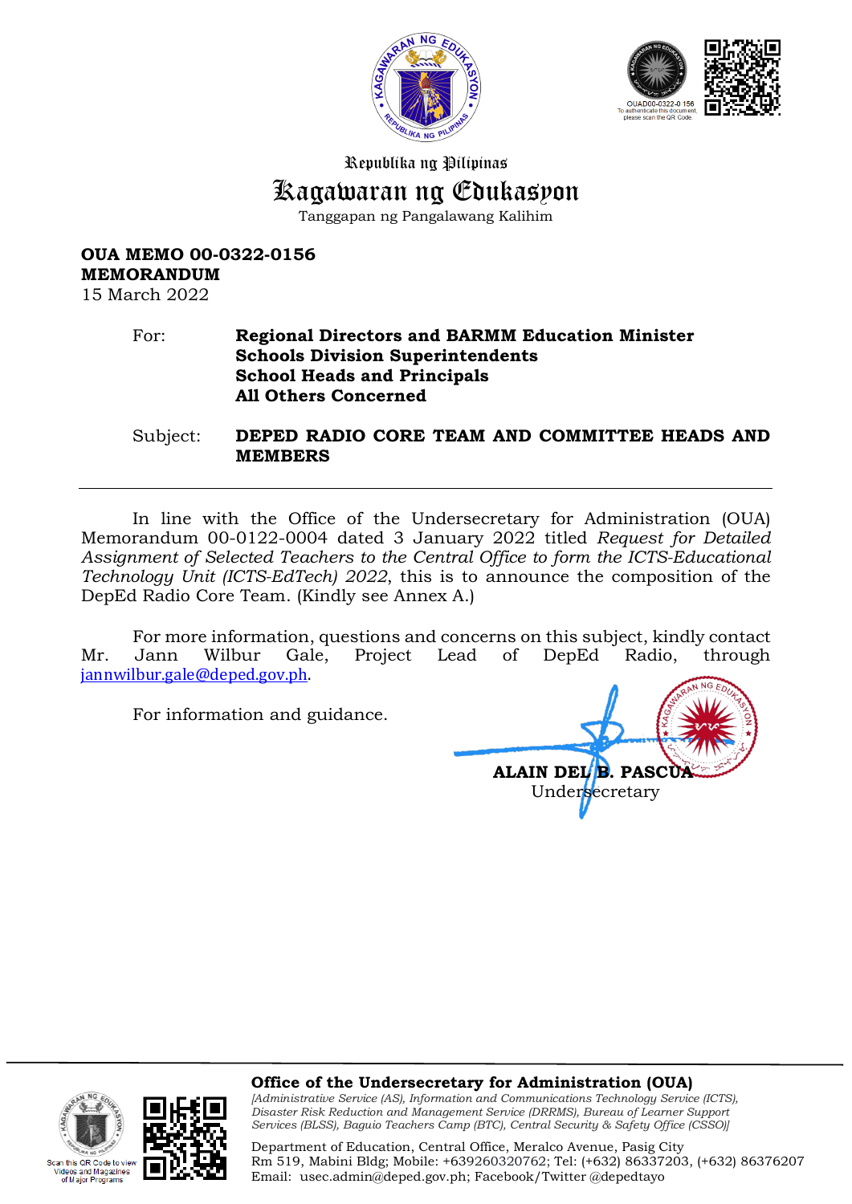Republika ng Pilipinas

# Kagawaran ng Edukasyon

Tanggapan ng Pangalawang Kalihim

**OUA MEMO 00-0322-0156**
**MEMORANDUM**
15 March 2022

For: **Regional Directors and BARMM Education Minister**
**Schools Division Superintendents**
**School Heads and Principals**
**All Others Concerned**

Subject: **DEPED RADIO CORE TEAM AND COMMITTEE HEADS AND MEMBERS**

---

In line with the Office of the Undersecretary for Administration (OUA) Memorandum 00-0122-0004 dated 3 January 2022 titled *Request for Detailed Assignment of Selected Teachers to the Central Office to form the ICTS-Educational Technology Unit (ICTS-EdTech) 2022*, this is to announce the composition of the DepEd Radio Core Team. (Kindly see Annex A.)

For more information, questions and concerns on this subject, kindly contact Mr. Jann Wilbur Gale, Project Lead of DepEd Radio, through jannwilbur.gale@deped.gov.ph.

For information and guidance.

**ALAIN DEL B. PASCUA**
Undersecretary

**Office of the Undersecretary for Administration (OUA)**
*[Administrative Service (AS), Information and Communications Technology Service (ICTS), Disaster Risk Reduction and Management Service (DRRMS), Bureau of Learner Support Services (BLSS), Baguio Teachers Camp (BTC), Central Security & Safety Office (CSSO)]*

Department of Education, Central Office, Meralco Avenue, Pasig City
Rm 519, Mabini Bldg; Mobile: +639260320762; Tel: (+632) 86337203, (+632) 86376207
Email: usec.admin@deped.gov.ph; Facebook/Twitter @depedtayo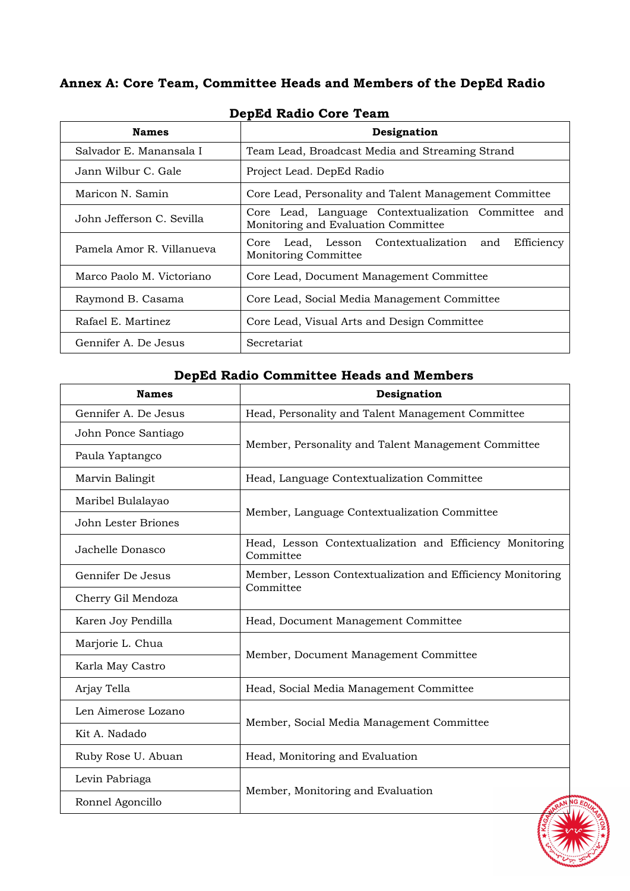## Annex A: Core Team, Committee Heads and Members of the DepEd Radio

### DepEd Radio Core Team

| Names | Designation |
|---|---|
| Salvador E. Manansala I | Team Lead, Broadcast Media and Streaming Strand |
| Jann Wilbur C. Gale | Project Lead. DepEd Radio |
| Maricon N. Samin | Core Lead, Personality and Talent Management Committee |
| John Jefferson C. Sevilla | Core Lead, Language Contextualization Committee and Monitoring and Evaluation Committee |
| Pamela Amor R. Villanueva | Core Lead, Lesson Contextualization and Efficiency Monitoring Committee |
| Marco Paolo M. Victoriano | Core Lead, Document Management Committee |
| Raymond B. Casama | Core Lead, Social Media Management Committee |
| Rafael E. Martinez | Core Lead, Visual Arts and Design Committee |
| Gennifer A. De Jesus | Secretariat |

### DepEd Radio Committee Heads and Members

| Names | Designation |
|---|---|
| Gennifer A. De Jesus | Head, Personality and Talent Management Committee |
| John Ponce Santiago | Member, Personality and Talent Management Committee |
| Paula Yaptangco | |
| Marvin Balingit | Head, Language Contextualization Committee |
| Maribel Bulalayao | Member, Language Contextualization Committee |
| John Lester Briones | |
| Jachelle Donasco | Head, Lesson Contextualization and Efficiency Monitoring Committee |
| Gennifer De Jesus | Member, Lesson Contextualization and Efficiency Monitoring Committee |
| Cherry Gil Mendoza | |
| Karen Joy Pendilla | Head, Document Management Committee |
| Marjorie L. Chua | Member, Document Management Committee |
| Karla May Castro | |
| Arjay Tella | Head, Social Media Management Committee |
| Len Aimerose Lozano | Member, Social Media Management Committee |
| Kit A. Nadado | |
| Ruby Rose U. Abuan | Head, Monitoring and Evaluation |
| Levin Pabriaga | Member, Monitoring and Evaluation |
| Ronnel Agoncillo | |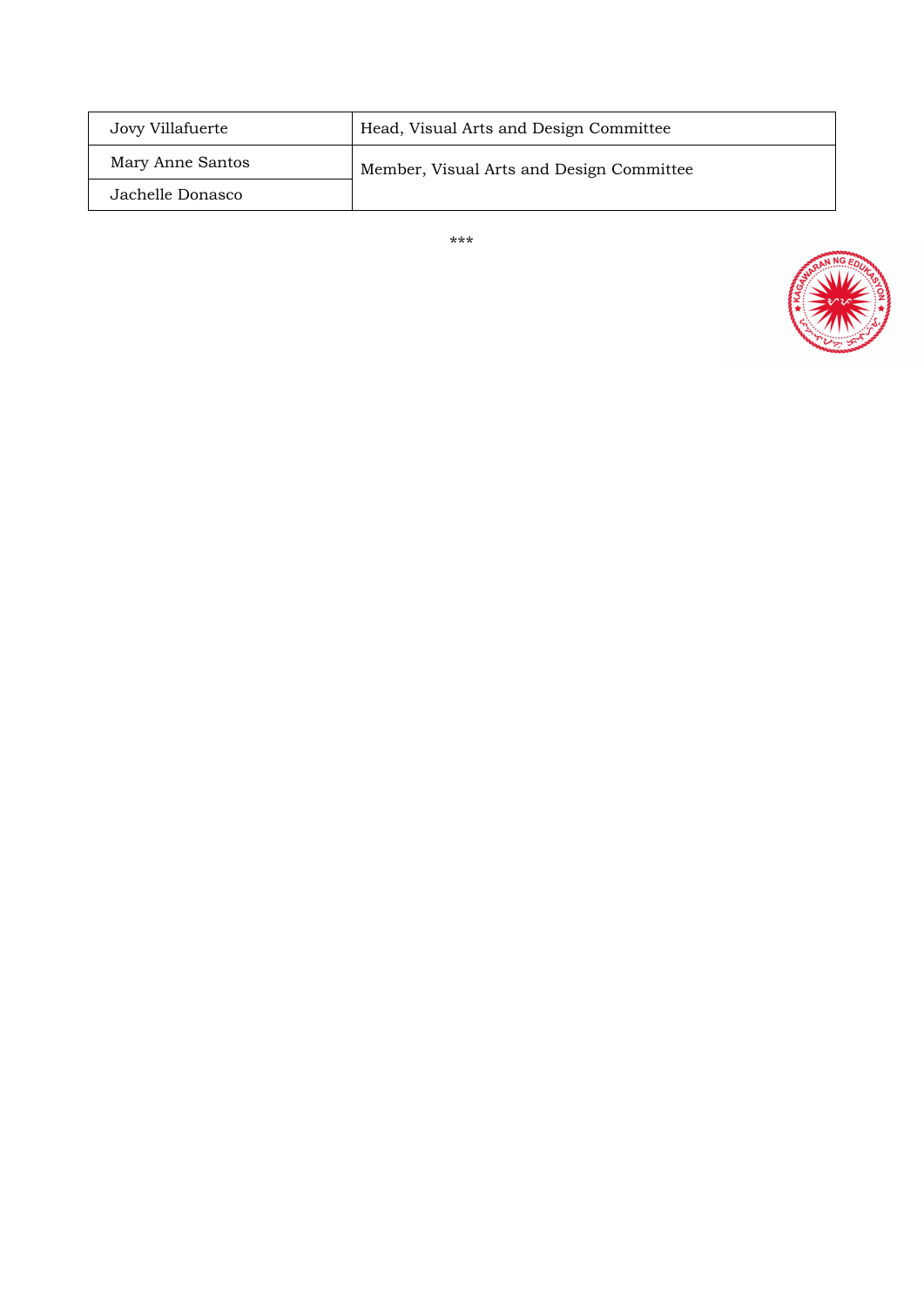| | |
|---|---|
| Jovy Villafuerte | Head, Visual Arts and Design Committee |
| Mary Anne Santos | Member, Visual Arts and Design Committee |
| Jachelle Donasco | |

***